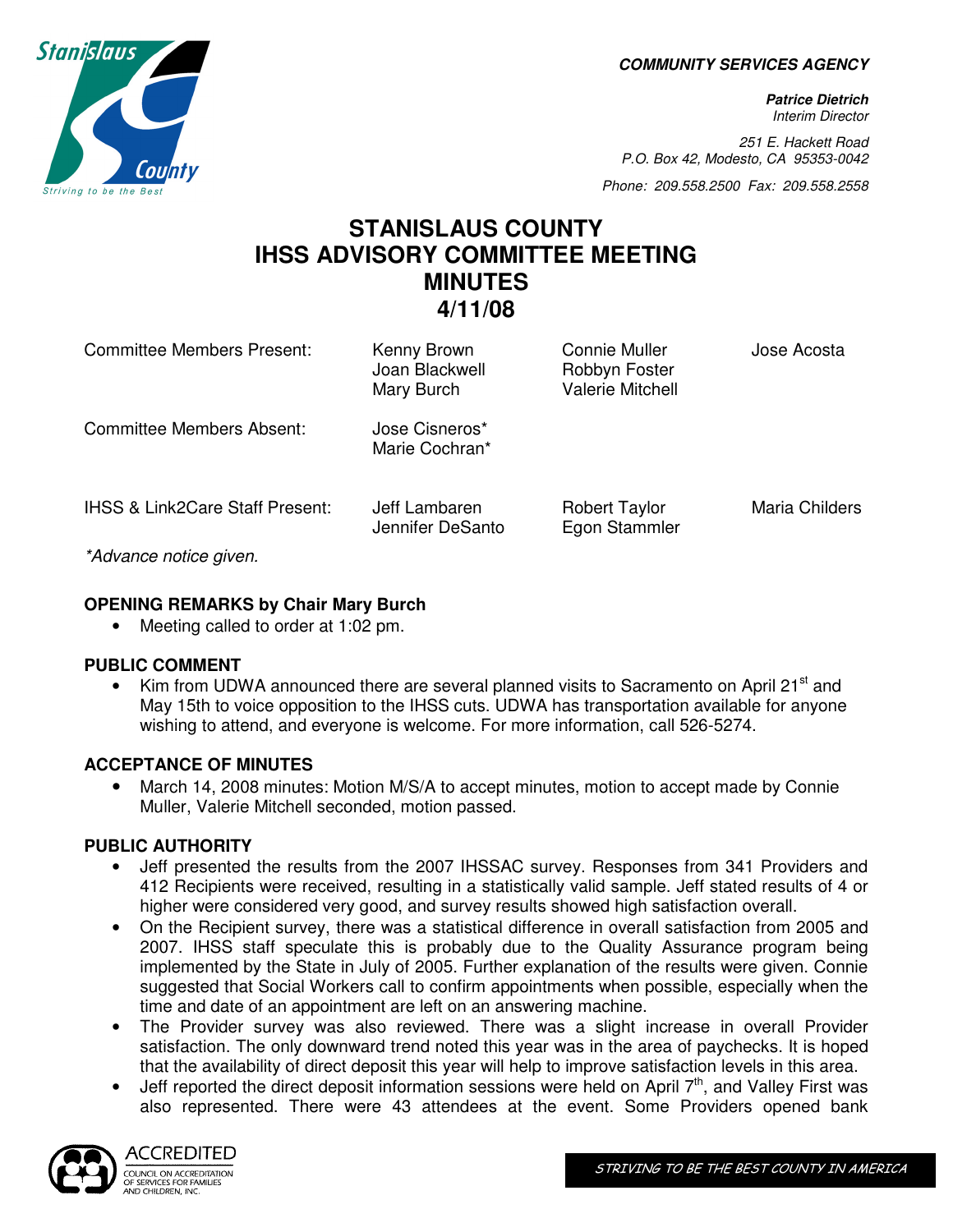**COMMUNITY SERVICES AGENCY**

***Patrice Dietrich***
*Interim Director*

*251 E. Hackett Road*
*P.O. Box 42, Modesto, CA 95353-0042*

*Phone: 209.558.2500 Fax: 209.558.2558*

# STANISLAUS COUNTY IHSS ADVISORY COMMITTEE MEETING MINUTES 4/11/08

| | | | |
|---|---|---|---|
| Committee Members Present: | Kenny Brown<br>Joan Blackwell<br>Mary Burch | Connie Muller<br>Robbyn Foster<br>Valerie Mitchell | Jose Acosta |
| Committee Members Absent: | Jose Cisneros*<br>Marie Cochran* | | |
| IHSS & Link2Care Staff Present: | Jeff Lambaren<br>Jennifer DeSanto | Robert Taylor<br>Egon Stammler | Maria Childers |

*Advance notice given.*

**OPENING REMARKS by Chair Mary Burch**

- Meeting called to order at 1:02 pm.

**PUBLIC COMMENT**

- Kim from UDWA announced there are several planned visits to Sacramento on April 21st and May 15th to voice opposition to the IHSS cuts. UDWA has transportation available for anyone wishing to attend, and everyone is welcome. For more information, call 526-5274.

**ACCEPTANCE OF MINUTES**

- March 14, 2008 minutes: Motion M/S/A to accept minutes, motion to accept made by Connie Muller, Valerie Mitchell seconded, motion passed.

**PUBLIC AUTHORITY**

- Jeff presented the results from the 2007 IHSSAC survey. Responses from 341 Providers and 412 Recipients were received, resulting in a statistically valid sample. Jeff stated results of 4 or higher were considered very good, and survey results showed high satisfaction overall.
- On the Recipient survey, there was a statistical difference in overall satisfaction from 2005 and 2007. IHSS staff speculate this is probably due to the Quality Assurance program being implemented by the State in July of 2005. Further explanation of the results were given. Connie suggested that Social Workers call to confirm appointments when possible, especially when the time and date of an appointment are left on an answering machine.
- The Provider survey was also reviewed. There was a slight increase in overall Provider satisfaction. The only downward trend noted this year was in the area of paychecks. It is hoped that the availability of direct deposit this year will help to improve satisfaction levels in this area.
- Jeff reported the direct deposit information sessions were held on April 7th, and Valley First was also represented. There were 43 attendees at the event. Some Providers opened bank

ACCREDITED
COUNCIL ON ACCREDITATION OF SERVICES FOR FAMILIES AND CHILDREN, INC.

STRIVING TO BE THE BEST COUNTY IN AMERICA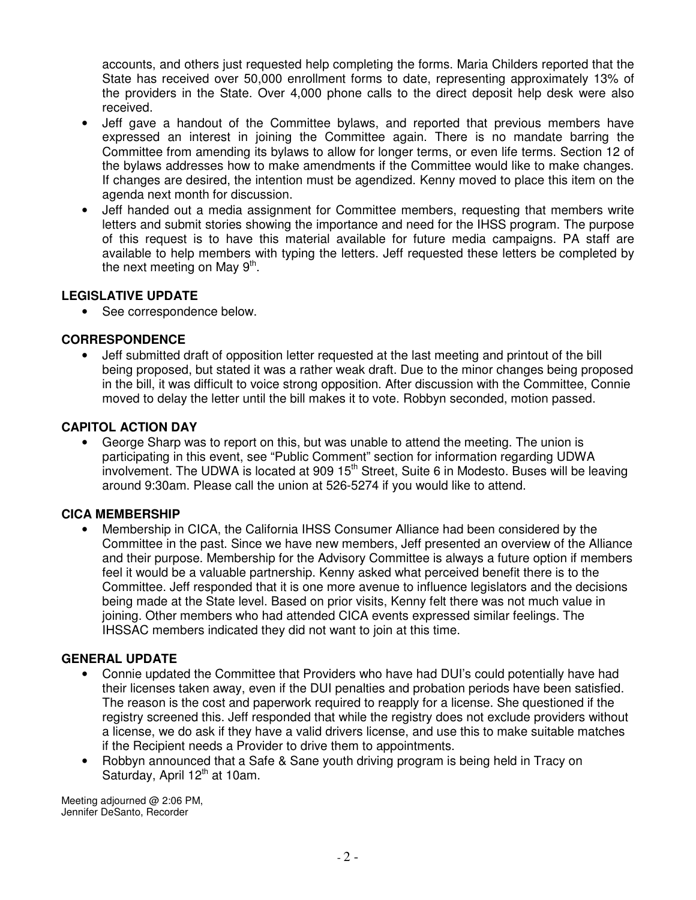accounts, and others just requested help completing the forms. Maria Childers reported that the State has received over 50,000 enrollment forms to date, representing approximately 13% of the providers in the State. Over 4,000 phone calls to the direct deposit help desk were also received.

- Jeff gave a handout of the Committee bylaws, and reported that previous members have expressed an interest in joining the Committee again. There is no mandate barring the Committee from amending its bylaws to allow for longer terms, or even life terms. Section 12 of the bylaws addresses how to make amendments if the Committee would like to make changes. If changes are desired, the intention must be agendized. Kenny moved to place this item on the agenda next month for discussion.
- Jeff handed out a media assignment for Committee members, requesting that members write letters and submit stories showing the importance and need for the IHSS program. The purpose of this request is to have this material available for future media campaigns. PA staff are available to help members with typing the letters. Jeff requested these letters be completed by the next meeting on May 9th.

**LEGISLATIVE UPDATE**

- See correspondence below.

**CORRESPONDENCE**

- Jeff submitted draft of opposition letter requested at the last meeting and printout of the bill being proposed, but stated it was a rather weak draft. Due to the minor changes being proposed in the bill, it was difficult to voice strong opposition. After discussion with the Committee, Connie moved to delay the letter until the bill makes it to vote. Robbyn seconded, motion passed.

**CAPITOL ACTION DAY**

- George Sharp was to report on this, but was unable to attend the meeting. The union is participating in this event, see "Public Comment" section for information regarding UDWA involvement. The UDWA is located at 909 15th Street, Suite 6 in Modesto. Buses will be leaving around 9:30am. Please call the union at 526-5274 if you would like to attend.

**CICA MEMBERSHIP**

- Membership in CICA, the California IHSS Consumer Alliance had been considered by the Committee in the past. Since we have new members, Jeff presented an overview of the Alliance and their purpose. Membership for the Advisory Committee is always a future option if members feel it would be a valuable partnership. Kenny asked what perceived benefit there is to the Committee. Jeff responded that it is one more avenue to influence legislators and the decisions being made at the State level. Based on prior visits, Kenny felt there was not much value in joining. Other members who had attended CICA events expressed similar feelings. The IHSSAC members indicated they did not want to join at this time.

**GENERAL UPDATE**

- Connie updated the Committee that Providers who have had DUI's could potentially have had their licenses taken away, even if the DUI penalties and probation periods have been satisfied. The reason is the cost and paperwork required to reapply for a license. She questioned if the registry screened this. Jeff responded that while the registry does not exclude providers without a license, we do ask if they have a valid drivers license, and use this to make suitable matches if the Recipient needs a Provider to drive them to appointments.
- Robbyn announced that a Safe & Sane youth driving program is being held in Tracy on Saturday, April 12th at 10am.

Meeting adjourned @ 2:06 PM,
Jennifer DeSanto, Recorder